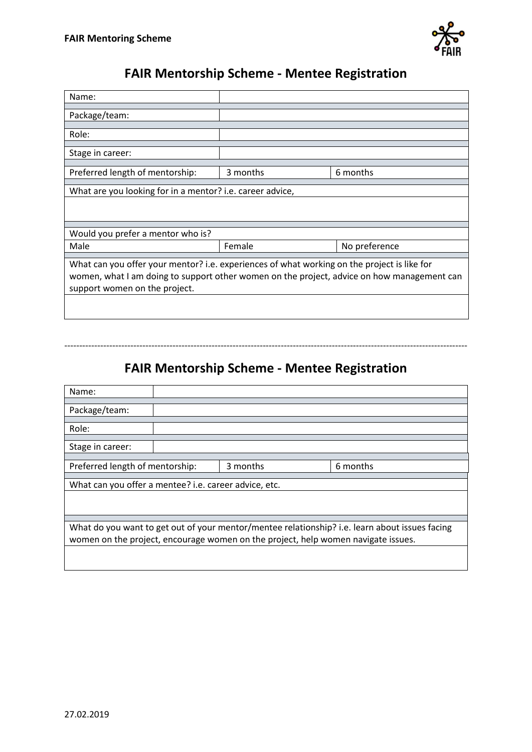**FAIR Mentoring Scheme**

# FAIR Mentorship Scheme - Mentee Registration

| Name: | | |
|---|---|---|
| Package/team: | | |
| Role: | | |
| Stage in career: | | |
| Preferred length of mentorship: | 3 months | 6 months |

| What are you looking for in a mentor? i.e. career advice, |
|---|
| |

| Would you prefer a mentor who is? | | |
|---|---|---|
| Male | Female | No preference |

| What can you offer your mentor? i.e. experiences of what working on the project is like for women, what I am doing to support other women on the project, advice on how management can support women on the project. |
|---|
| |

---

# FAIR Mentorship Scheme - Mentee Registration

| Name: | | |
|---|---|---|
| Package/team: | | |
| Role: | | |
| Stage in career: | | |
| Preferred length of mentorship: | 3 months | 6 months |

| What can you offer a mentee? i.e. career advice, etc. |
|---|
| |

| What do you want to get out of your mentor/mentee relationship? i.e. learn about issues facing women on the project, encourage women on the project, help women navigate issues. |
|---|
| |

27.02.2019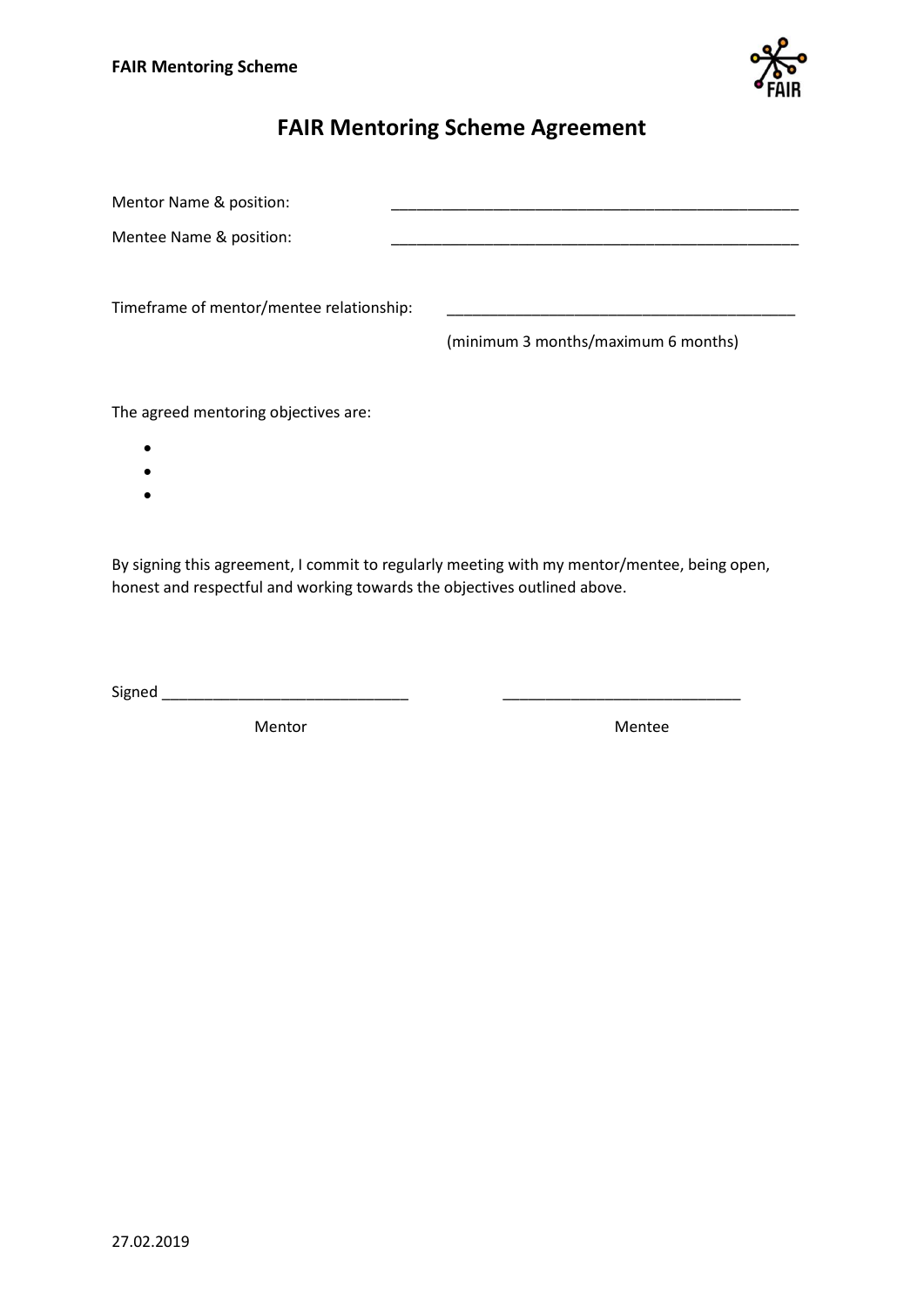# FAIR Mentoring Scheme Agreement

Mentor Name & position: ________________________________________________

Mentee Name & position: ________________________________________________

Timeframe of mentor/mentee relationship: _________________________________________

(minimum 3 months/maximum 6 months)

The agreed mentoring objectives are:

- 
- 
- 

By signing this agreement, I commit to regularly meeting with my mentor/mentee, being open, honest and respectful and working towards the objectives outlined above.

Signed _____________________________ _____________________________

Mentor Mentee

27.02.2019